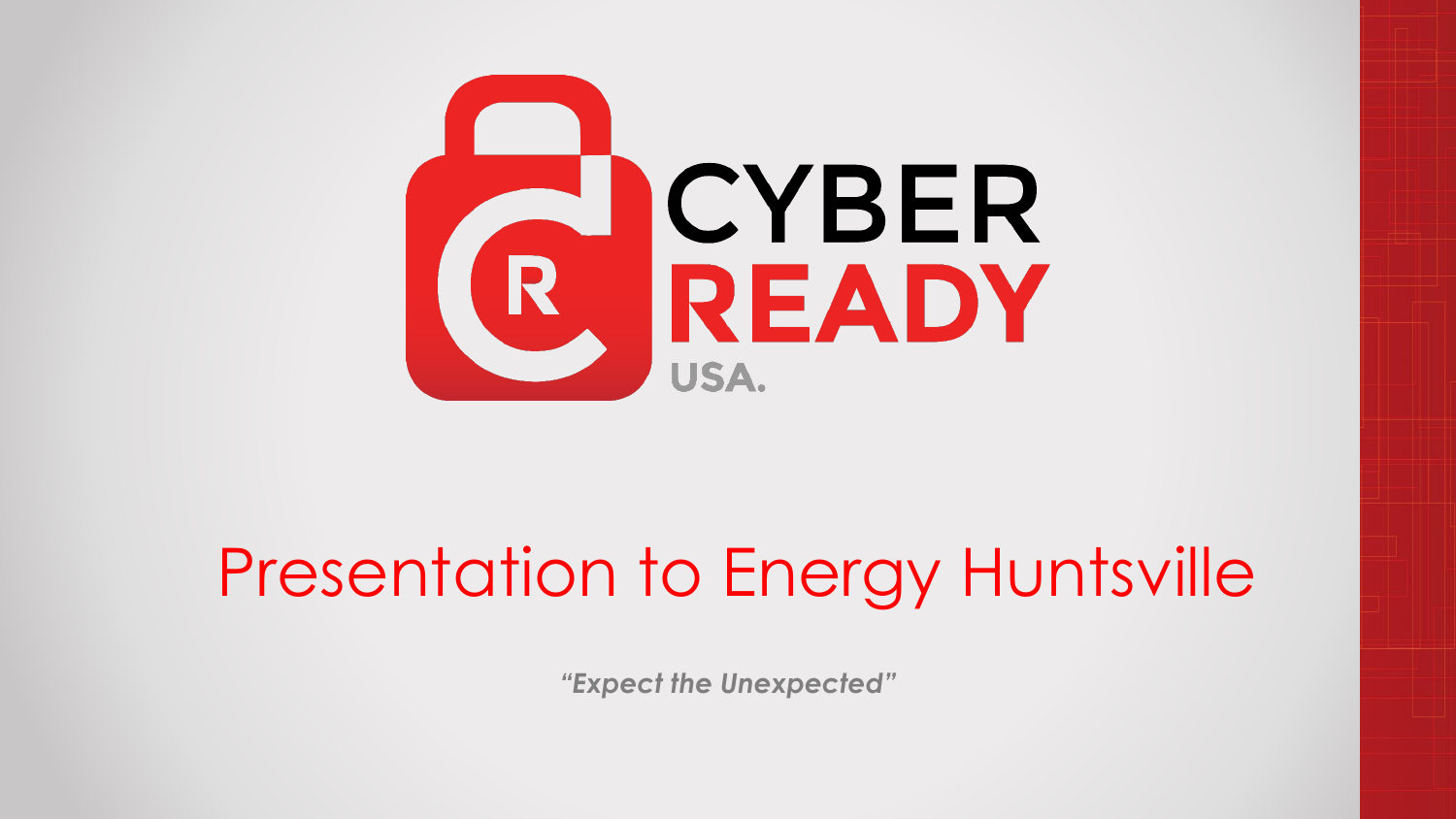# CYBER READY USA.

## Presentation to Energy Huntsville

*"Expect the Unexpected"*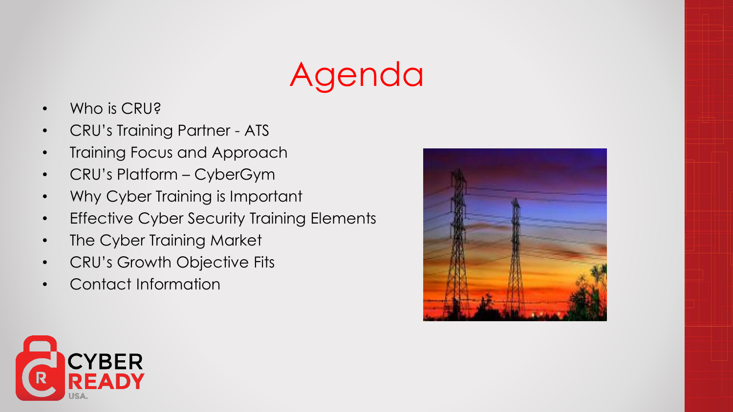# Agenda

- Who is CRU?
- CRU's Training Partner - ATS
- Training Focus and Approach
- CRU's Platform – CyberGym
- Why Cyber Training is Important
- Effective Cyber Security Training Elements
- The Cyber Training Market
- CRU's Growth Objective Fits
- Contact Information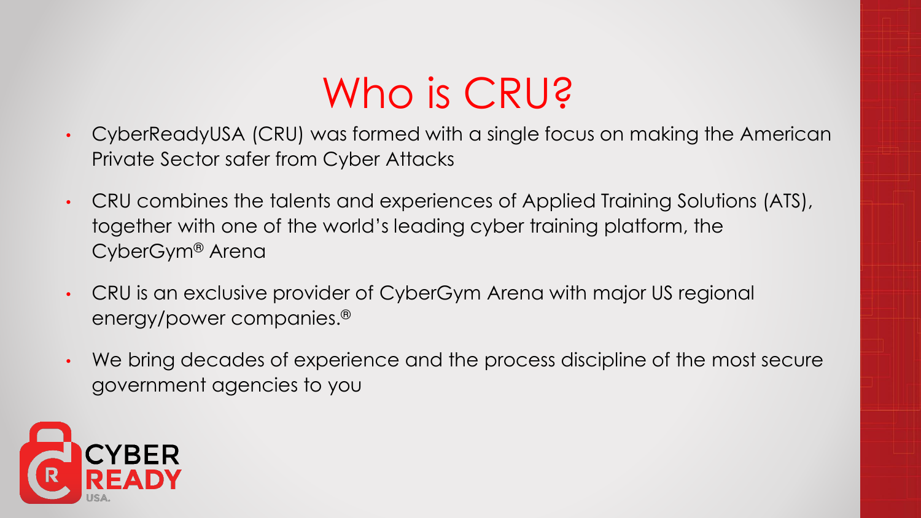# Who is CRU?

- CyberReadyUSA (CRU) was formed with a single focus on making the American Private Sector safer from Cyber Attacks
- CRU combines the talents and experiences of Applied Training Solutions (ATS), together with one of the world's leading cyber training platform, the CyberGym® Arena
- CRU is an exclusive provider of CyberGym Arena with major US regional energy/power companies.®
- We bring decades of experience and the process discipline of the most secure government agencies to you

CYBER READY USA.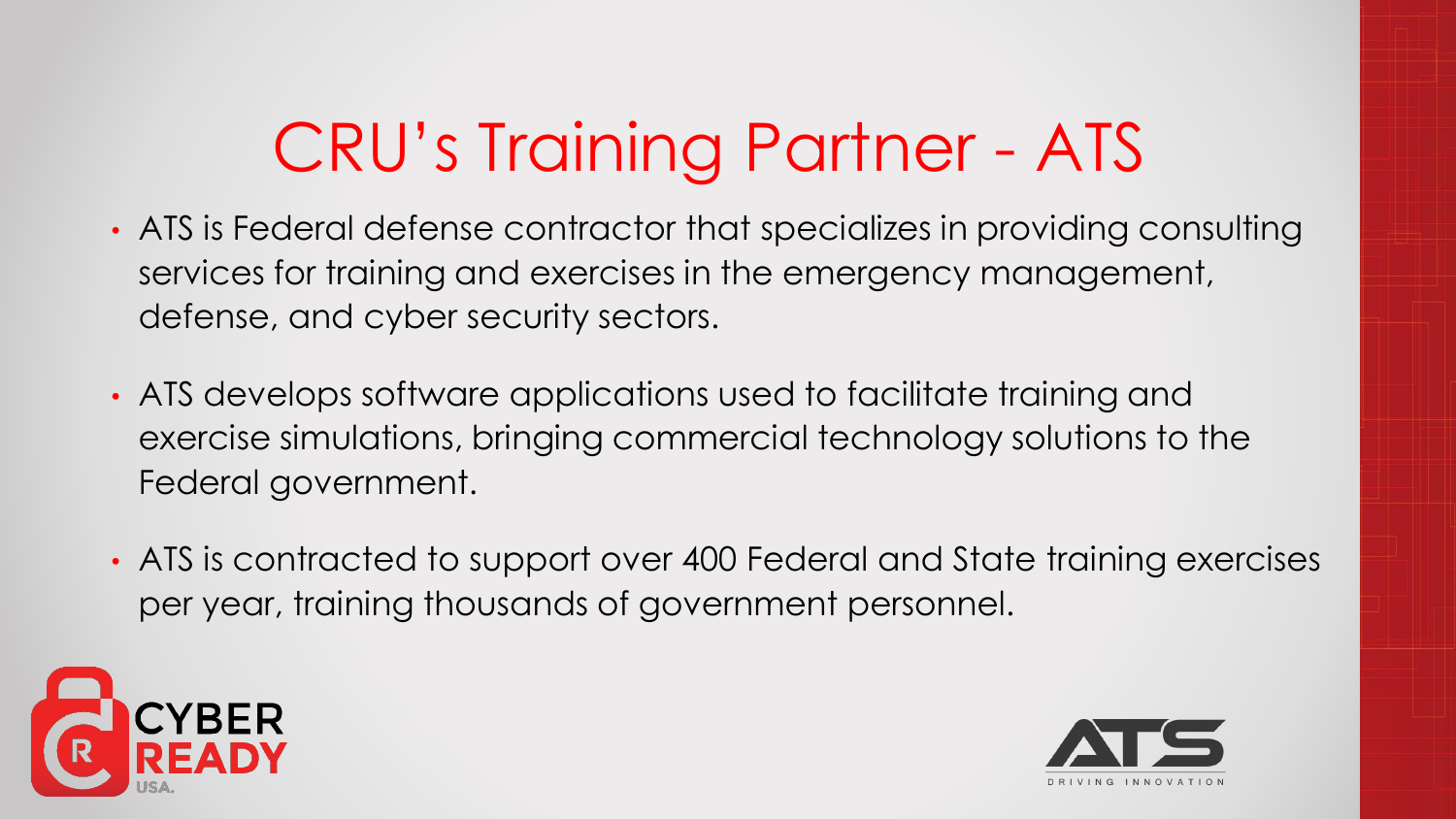# CRU's Training Partner - ATS

- ATS is Federal defense contractor that specializes in providing consulting services for training and exercises in the emergency management, defense, and cyber security sectors.
- ATS develops software applications used to facilitate training and exercise simulations, bringing commercial technology solutions to the Federal government.
- ATS is contracted to support over 400 Federal and State training exercises per year, training thousands of government personnel.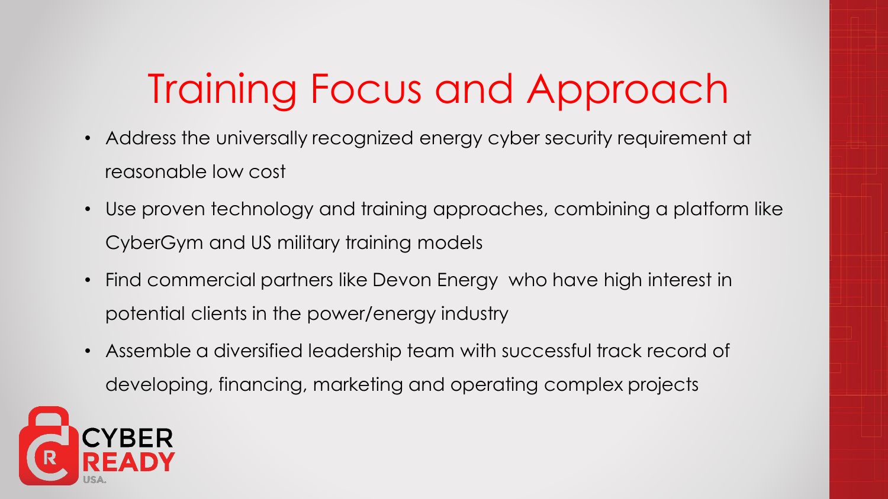# Training Focus and Approach

- Address the universally recognized energy cyber security requirement at reasonable low cost
- Use proven technology and training approaches, combining a platform like CyberGym and US military training models
- Find commercial partners like Devon Energy who have high interest in potential clients in the power/energy industry
- Assemble a diversified leadership team with successful track record of developing, financing, marketing and operating complex projects

CYBER READY USA.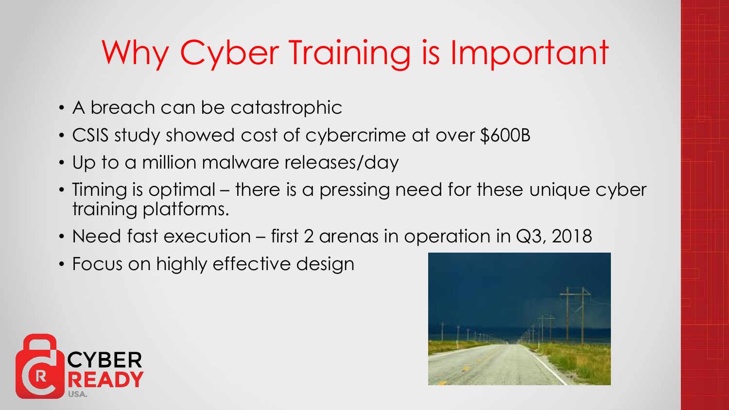# Why Cyber Training is Important

- A breach can be catastrophic
- CSIS study showed cost of cybercrime at over $600B
- Up to a million malware releases/day
- Timing is optimal – there is a pressing need for these unique cyber training platforms.
- Need fast execution – first 2 arenas in operation in Q3, 2018
- Focus on highly effective design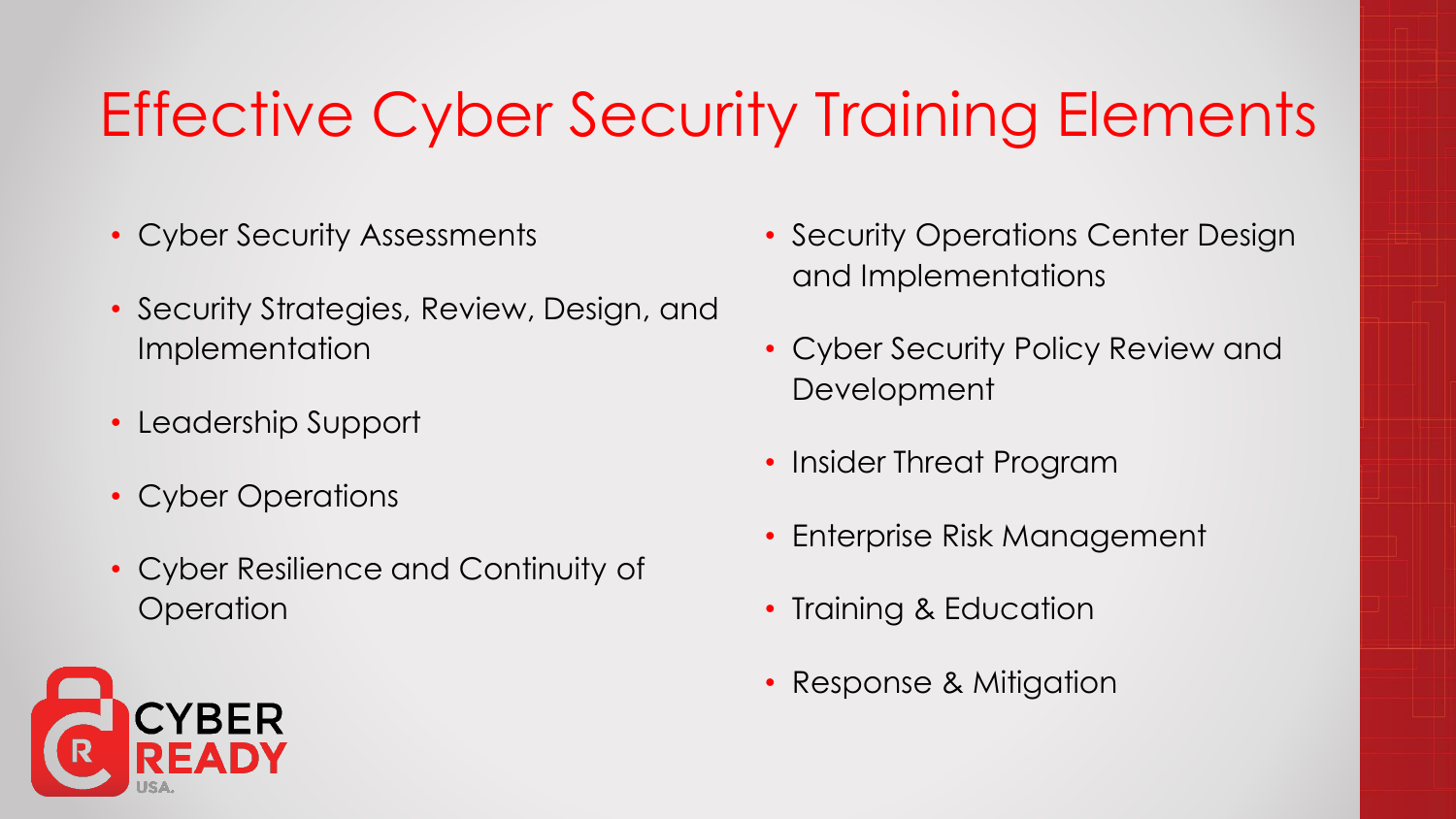# Effective Cyber Security Training Elements

- Cyber Security Assessments
- Security Strategies, Review, Design, and Implementation
- Leadership Support
- Cyber Operations
- Cyber Resilience and Continuity of Operation
- Security Operations Center Design and Implementations
- Cyber Security Policy Review and Development
- Insider Threat Program
- Enterprise Risk Management
- Training & Education
- Response & Mitigation

CYBER READY USA.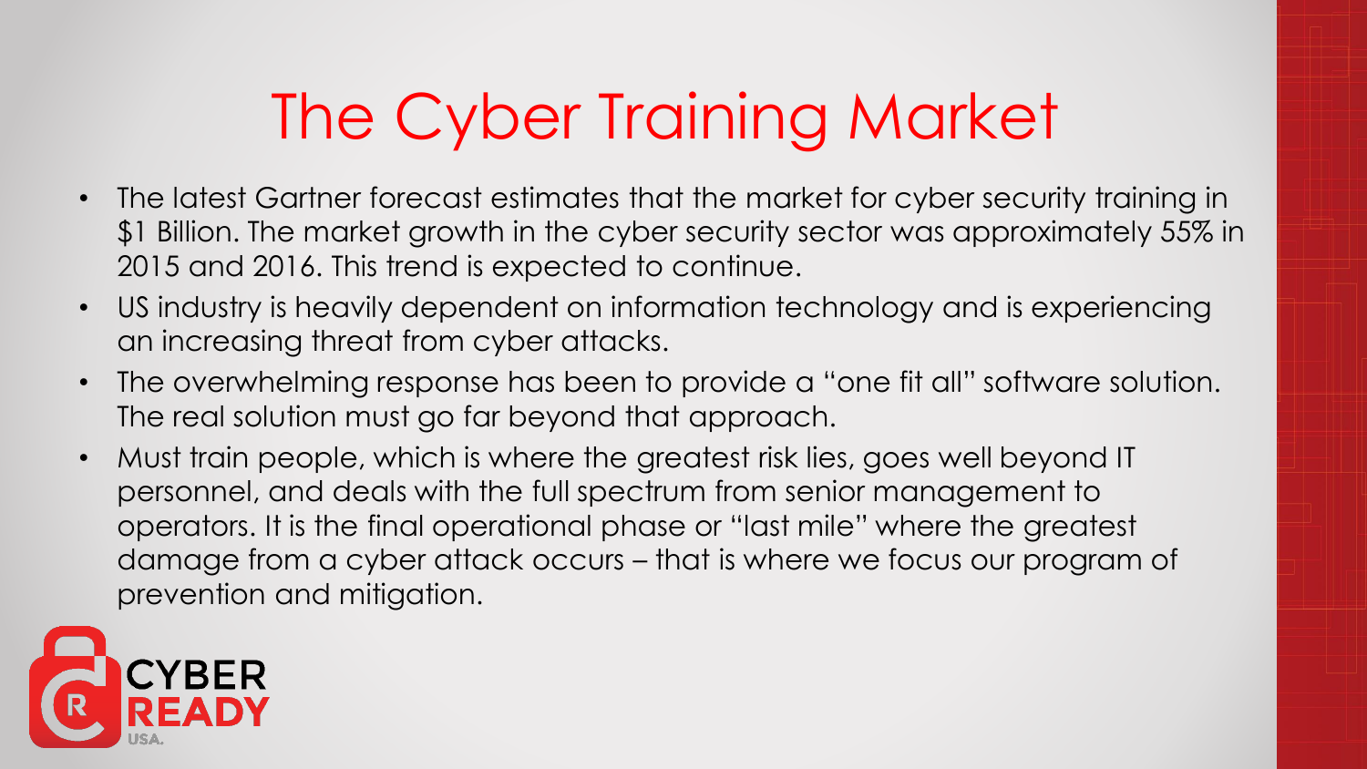# The Cyber Training Market

- The latest Gartner forecast estimates that the market for cyber security training in $1 Billion. The market growth in the cyber security sector was approximately 55% in 2015 and 2016. This trend is expected to continue.
- US industry is heavily dependent on information technology and is experiencing an increasing threat from cyber attacks.
- The overwhelming response has been to provide a "one fit all" software solution. The real solution must go far beyond that approach.
- Must train people, which is where the greatest risk lies, goes well beyond IT personnel, and deals with the full spectrum from senior management to operators. It is the final operational phase or "last mile" where the greatest damage from a cyber attack occurs – that is where we focus our program of prevention and mitigation.

CYBER READY USA.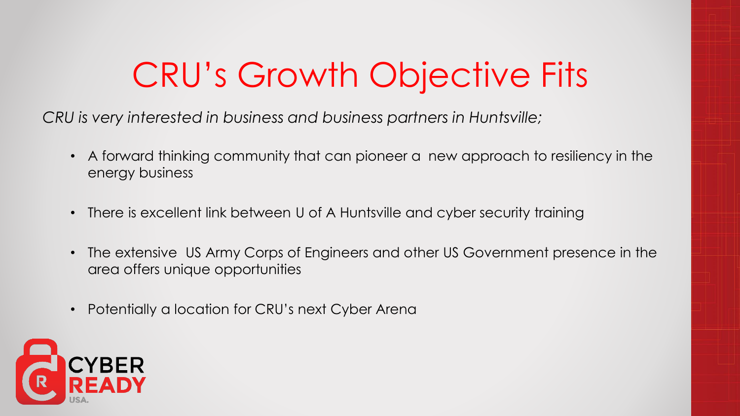# CRU's Growth Objective Fits

*CRU is very interested in business and business partners in Huntsville;*

- A forward thinking community that can pioneer a new approach to resiliency in the energy business
- There is excellent link between U of A Huntsville and cyber security training
- The extensive US Army Corps of Engineers and other US Government presence in the area offers unique opportunities
- Potentially a location for CRU's next Cyber Arena

CYBER READY USA.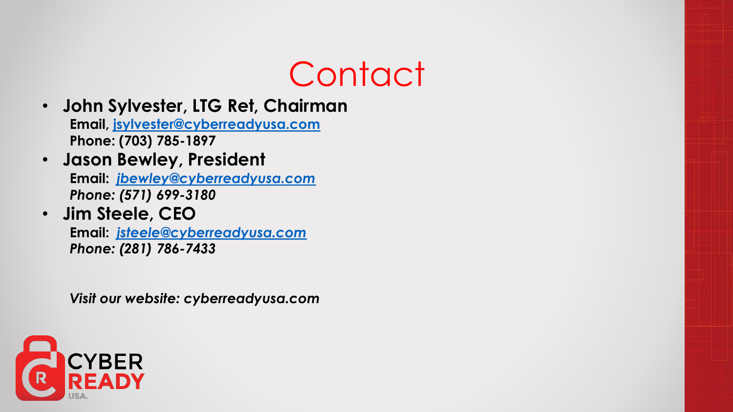# Contact

- **John Sylvester, LTG Ret, Chairman**
  **Email, jsylvester@cyberreadyusa.com**
  **Phone: (703) 785-1897**
- **Jason Bewley, President**
  **Email:** ***jbewley@cyberreadyusa.com***
  ***Phone: (571) 699-3180***
- **Jim Steele, CEO**
  **Email:** ***jsteele@cyberreadyusa.com***
  ***Phone: (281) 786-7433***

***Visit our website: cyberreadyusa.com***

CYBER READY USA.